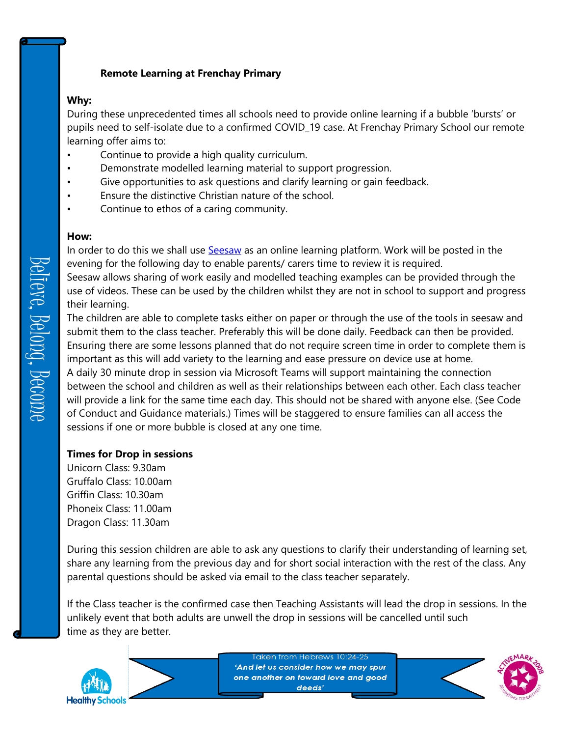**Remote Learning at Frenchay Primary**

**Why:**

During these unprecedented times all schools need to provide online learning if a bubble 'bursts' or pupils need to self-isolate due to a confirmed COVID_19 case. At Frenchay Primary School our remote learning offer aims to:

- Continue to provide a high quality curriculum.
- Demonstrate modelled learning material to support progression.
- Give opportunities to ask questions and clarify learning or gain feedback.
- Ensure the distinctive Christian nature of the school.
- Continue to ethos of a caring community.

**How:**

In order to do this we shall use Seesaw as an online learning platform. Work will be posted in the evening for the following day to enable parents/ carers time to review it is required.

Seesaw allows sharing of work easily and modelled teaching examples can be provided through the use of videos. These can be used by the children whilst they are not in school to support and progress their learning.

The children are able to complete tasks either on paper or through the use of the tools in seesaw and submit them to the class teacher. Preferably this will be done daily. Feedback can then be provided.

Ensuring there are some lessons planned that do not require screen time in order to complete them is important as this will add variety to the learning and ease pressure on device use at home.

A daily 30 minute drop in session via Microsoft Teams will support maintaining the connection between the school and children as well as their relationships between each other. Each class teacher will provide a link for the same time each day. This should not be shared with anyone else. (See Code of Conduct and Guidance materials.) Times will be staggered to ensure families can all access the sessions if one or more bubble is closed at any one time.

**Times for Drop in sessions**

Unicorn Class: 9.30am
Gruffalo Class: 10.00am
Griffin Class: 10.30am
Phoneix Class: 11.00am
Dragon Class: 11.30am

During this session children are able to ask any questions to clarify their understanding of learning set, share any learning from the previous day and for short social interaction with the rest of the class. Any parental questions should be asked via email to the class teacher separately.

If the Class teacher is the confirmed case then Teaching Assistants will lead the drop in sessions. In the unlikely event that both adults are unwell the drop in sessions will be cancelled until such time as they are better.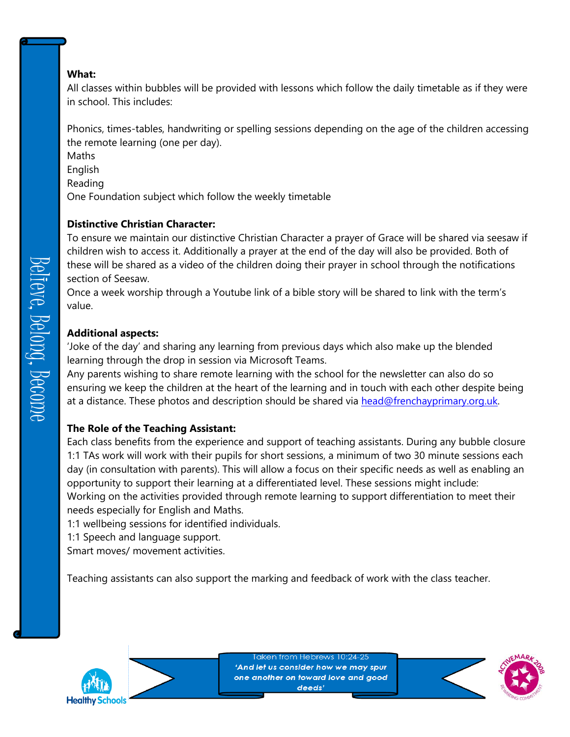**What:**
All classes within bubbles will be provided with lessons which follow the daily timetable as if they were in school. This includes:

Phonics, times-tables, handwriting or spelling sessions depending on the age of the children accessing the remote learning (one per day).
Maths
English
Reading
One Foundation subject which follow the weekly timetable

**Distinctive Christian Character:**
To ensure we maintain our distinctive Christian Character a prayer of Grace will be shared via seesaw if children wish to access it. Additionally a prayer at the end of the day will also be provided. Both of these will be shared as a video of the children doing their prayer in school through the notifications section of Seesaw.
Once a week worship through a Youtube link of a bible story will be shared to link with the term's value.

**Additional aspects:**
'Joke of the day' and sharing any learning from previous days which also make up the blended learning through the drop in session via Microsoft Teams.
Any parents wishing to share remote learning with the school for the newsletter can also do so ensuring we keep the children at the heart of the learning and in touch with each other despite being at a distance. These photos and description should be shared via head@frenchayprimary.org.uk.

**The Role of the Teaching Assistant:**
Each class benefits from the experience and support of teaching assistants. During any bubble closure 1:1 TAs work will work with their pupils for short sessions, a minimum of two 30 minute sessions each day (in consultation with parents). This will allow a focus on their specific needs as well as enabling an opportunity to support their learning at a differentiated level. These sessions might include:
Working on the activities provided through remote learning to support differentiation to meet their needs especially for English and Maths.
1:1 wellbeing sessions for identified individuals.
1:1 Speech and language support.
Smart moves/ movement activities.

Teaching assistants can also support the marking and feedback of work with the class teacher.